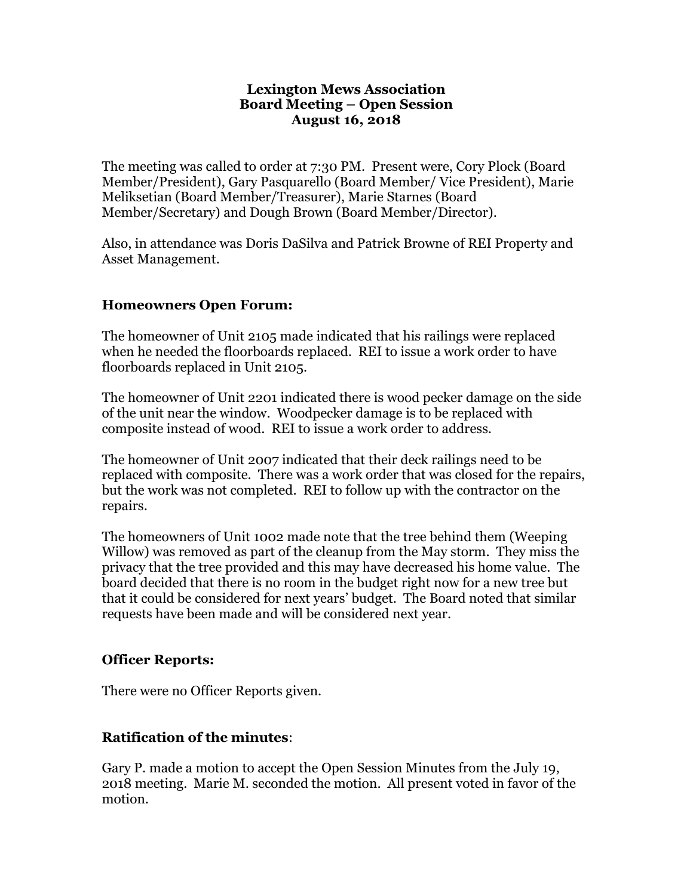# Lexington Mews Association
## Board Meeting – Open Session
### August 16, 2018

The meeting was called to order at 7:30 PM. Present were, Cory Plock (Board Member/President), Gary Pasquarello (Board Member/ Vice President), Marie Meliksetian (Board Member/Treasurer), Marie Starnes (Board Member/Secretary) and Dough Brown (Board Member/Director).

Also, in attendance was Doris DaSilva and Patrick Browne of REI Property and Asset Management.

## Homeowners Open Forum:

The homeowner of Unit 2105 made indicated that his railings were replaced when he needed the floorboards replaced. REI to issue a work order to have floorboards replaced in Unit 2105.

The homeowner of Unit 2201 indicated there is wood pecker damage on the side of the unit near the window. Woodpecker damage is to be replaced with composite instead of wood. REI to issue a work order to address.

The homeowner of Unit 2007 indicated that their deck railings need to be replaced with composite. There was a work order that was closed for the repairs, but the work was not completed. REI to follow up with the contractor on the repairs.

The homeowners of Unit 1002 made note that the tree behind them (Weeping Willow) was removed as part of the cleanup from the May storm. They miss the privacy that the tree provided and this may have decreased his home value. The board decided that there is no room in the budget right now for a new tree but that it could be considered for next years' budget. The Board noted that similar requests have been made and will be considered next year.

## Officer Reports:

There were no Officer Reports given.

## Ratification of the minutes:

Gary P. made a motion to accept the Open Session Minutes from the July 19, 2018 meeting. Marie M. seconded the motion. All present voted in favor of the motion.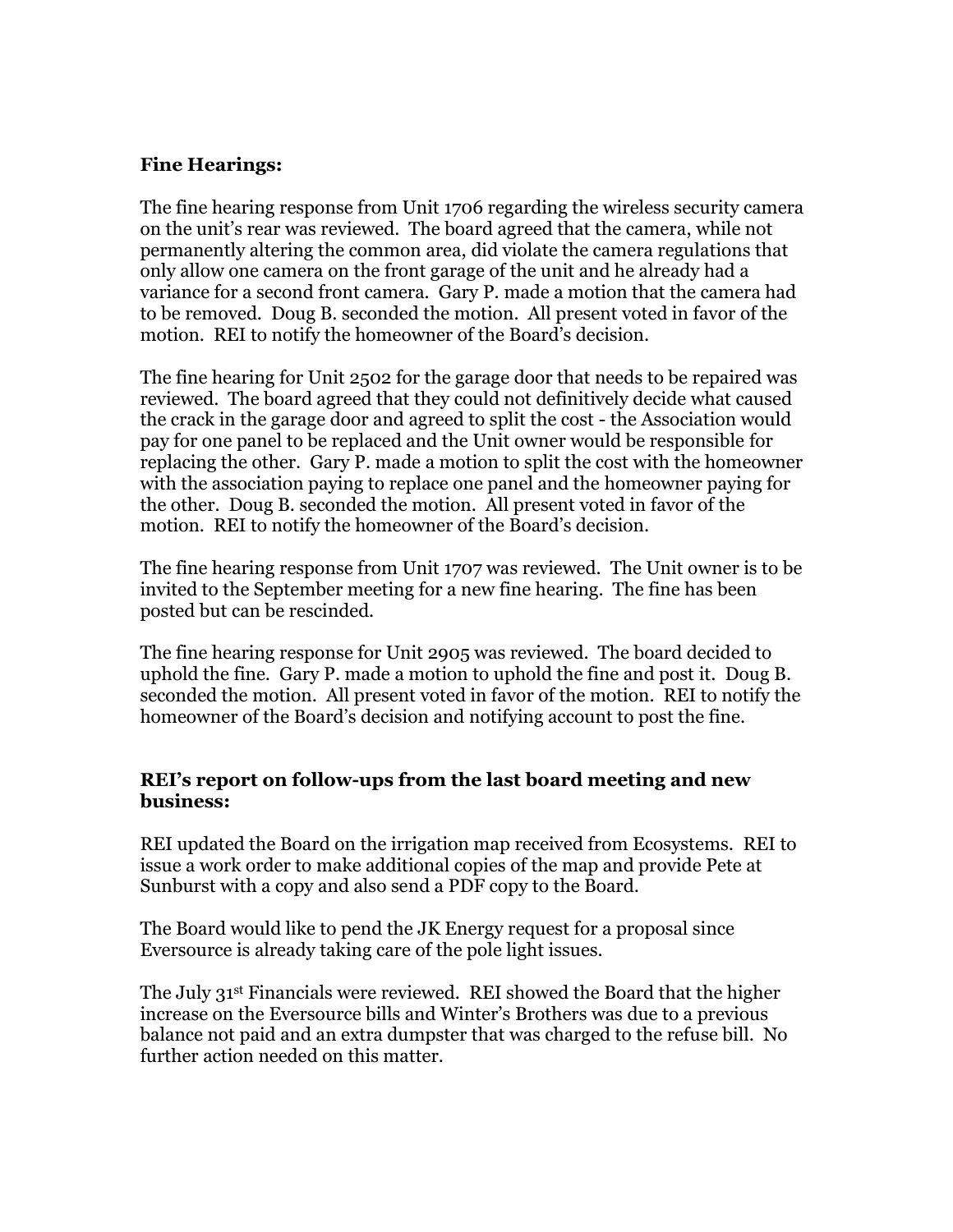**Fine Hearings:**

The fine hearing response from Unit 1706 regarding the wireless security camera on the unit's rear was reviewed. The board agreed that the camera, while not permanently altering the common area, did violate the camera regulations that only allow one camera on the front garage of the unit and he already had a variance for a second front camera. Gary P. made a motion that the camera had to be removed. Doug B. seconded the motion. All present voted in favor of the motion. REI to notify the homeowner of the Board's decision.

The fine hearing for Unit 2502 for the garage door that needs to be repaired was reviewed. The board agreed that they could not definitively decide what caused the crack in the garage door and agreed to split the cost - the Association would pay for one panel to be replaced and the Unit owner would be responsible for replacing the other. Gary P. made a motion to split the cost with the homeowner with the association paying to replace one panel and the homeowner paying for the other. Doug B. seconded the motion. All present voted in favor of the motion. REI to notify the homeowner of the Board's decision.

The fine hearing response from Unit 1707 was reviewed. The Unit owner is to be invited to the September meeting for a new fine hearing. The fine has been posted but can be rescinded.

The fine hearing response for Unit 2905 was reviewed. The board decided to uphold the fine. Gary P. made a motion to uphold the fine and post it. Doug B. seconded the motion. All present voted in favor of the motion. REI to notify the homeowner of the Board's decision and notifying account to post the fine.

**REI's report on follow-ups from the last board meeting and new business:**

REI updated the Board on the irrigation map received from Ecosystems. REI to issue a work order to make additional copies of the map and provide Pete at Sunburst with a copy and also send a PDF copy to the Board.

The Board would like to pend the JK Energy request for a proposal since Eversource is already taking care of the pole light issues.

The July 31st Financials were reviewed. REI showed the Board that the higher increase on the Eversource bills and Winter's Brothers was due to a previous balance not paid and an extra dumpster that was charged to the refuse bill. No further action needed on this matter.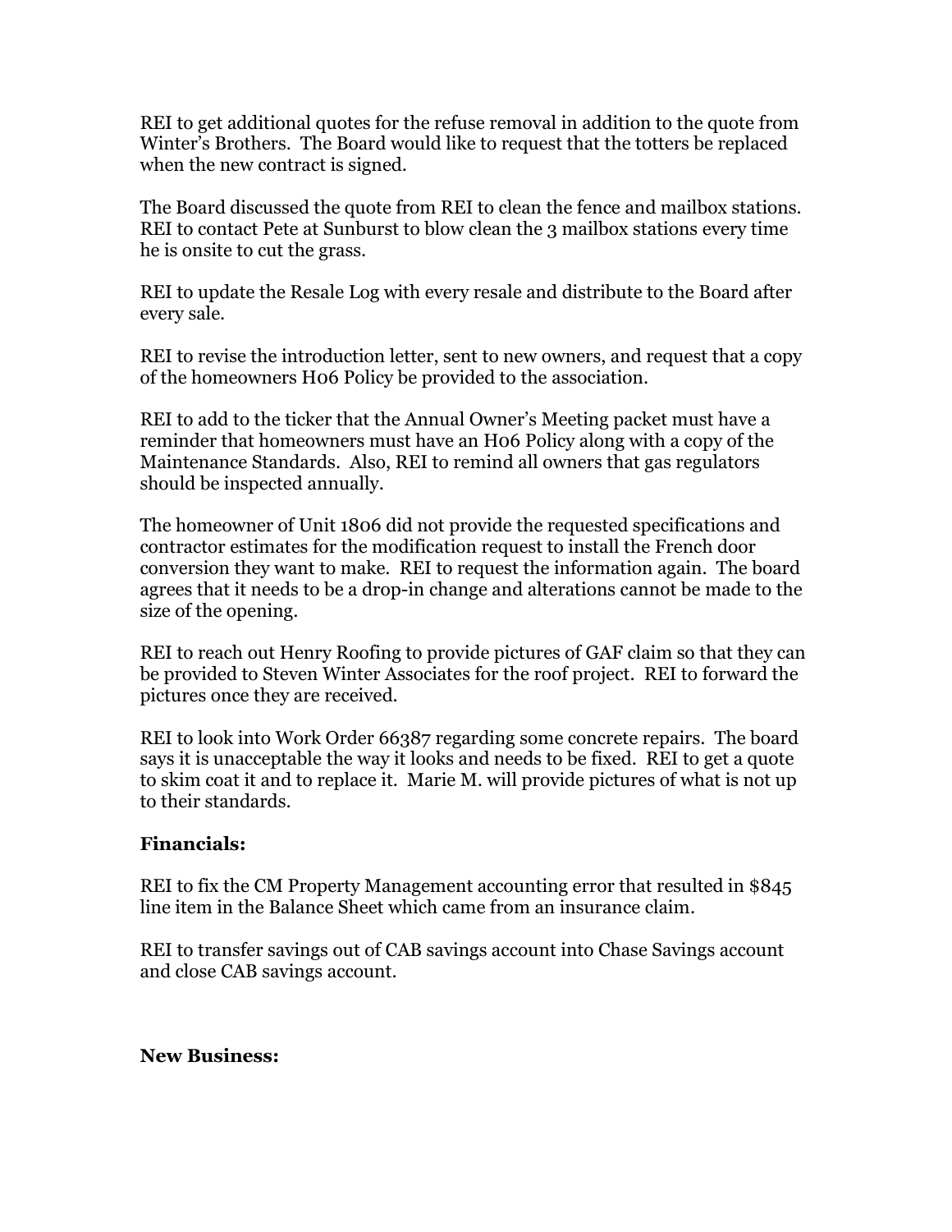REI to get additional quotes for the refuse removal in addition to the quote from Winter's Brothers. The Board would like to request that the totters be replaced when the new contract is signed.

The Board discussed the quote from REI to clean the fence and mailbox stations. REI to contact Pete at Sunburst to blow clean the 3 mailbox stations every time he is onsite to cut the grass.

REI to update the Resale Log with every resale and distribute to the Board after every sale.

REI to revise the introduction letter, sent to new owners, and request that a copy of the homeowners H06 Policy be provided to the association.

REI to add to the ticker that the Annual Owner's Meeting packet must have a reminder that homeowners must have an H06 Policy along with a copy of the Maintenance Standards. Also, REI to remind all owners that gas regulators should be inspected annually.

The homeowner of Unit 1806 did not provide the requested specifications and contractor estimates for the modification request to install the French door conversion they want to make. REI to request the information again. The board agrees that it needs to be a drop-in change and alterations cannot be made to the size of the opening.

REI to reach out Henry Roofing to provide pictures of GAF claim so that they can be provided to Steven Winter Associates for the roof project. REI to forward the pictures once they are received.

REI to look into Work Order 66387 regarding some concrete repairs. The board says it is unacceptable the way it looks and needs to be fixed. REI to get a quote to skim coat it and to replace it. Marie M. will provide pictures of what is not up to their standards.

**Financials:**

REI to fix the CM Property Management accounting error that resulted in $845 line item in the Balance Sheet which came from an insurance claim.

REI to transfer savings out of CAB savings account into Chase Savings account and close CAB savings account.

**New Business:**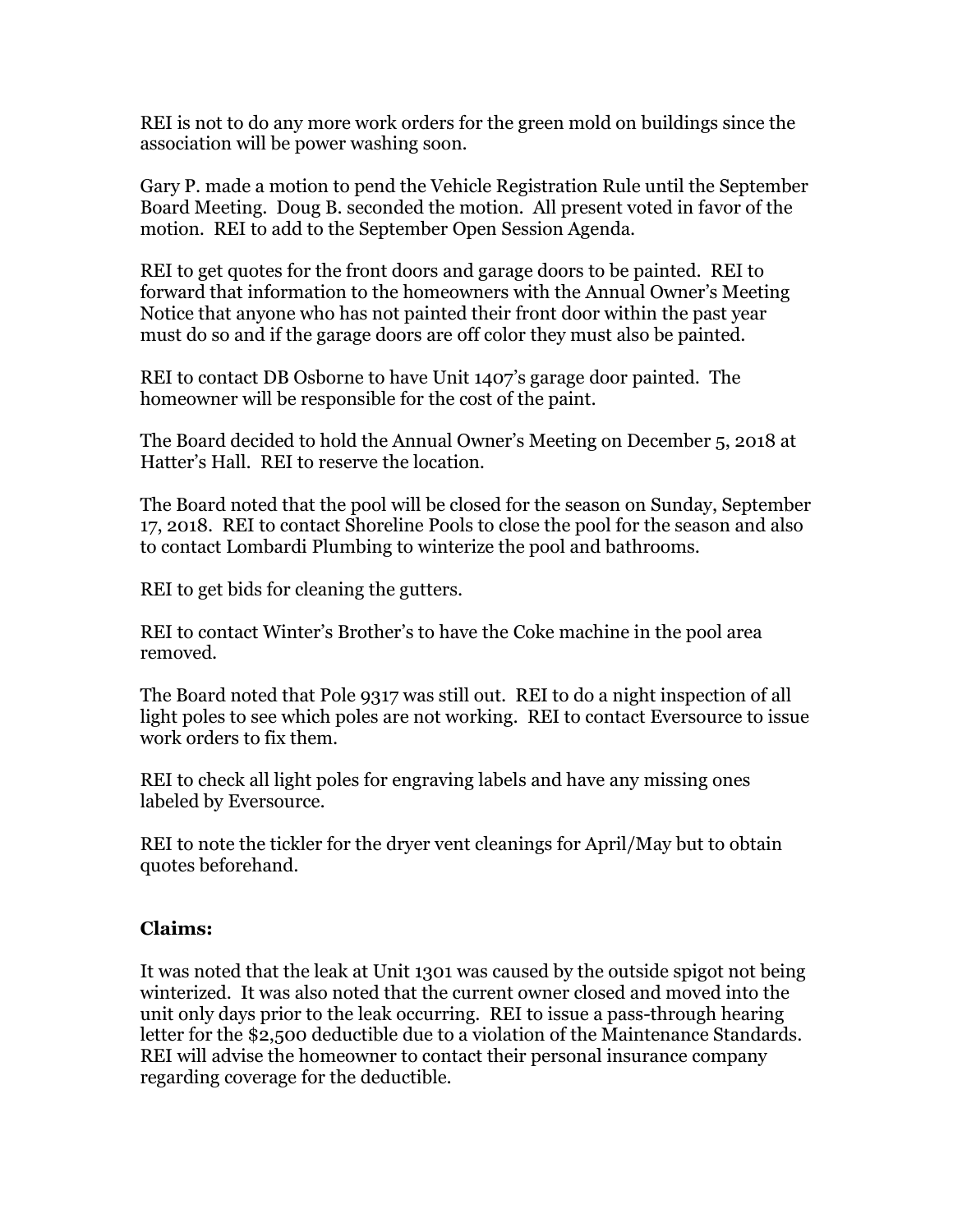REI is not to do any more work orders for the green mold on buildings since the association will be power washing soon.

Gary P. made a motion to pend the Vehicle Registration Rule until the September Board Meeting. Doug B. seconded the motion. All present voted in favor of the motion. REI to add to the September Open Session Agenda.

REI to get quotes for the front doors and garage doors to be painted. REI to forward that information to the homeowners with the Annual Owner's Meeting Notice that anyone who has not painted their front door within the past year must do so and if the garage doors are off color they must also be painted.

REI to contact DB Osborne to have Unit 1407's garage door painted. The homeowner will be responsible for the cost of the paint.

The Board decided to hold the Annual Owner's Meeting on December 5, 2018 at Hatter's Hall. REI to reserve the location.

The Board noted that the pool will be closed for the season on Sunday, September 17, 2018. REI to contact Shoreline Pools to close the pool for the season and also to contact Lombardi Plumbing to winterize the pool and bathrooms.

REI to get bids for cleaning the gutters.

REI to contact Winter's Brother's to have the Coke machine in the pool area removed.

The Board noted that Pole 9317 was still out. REI to do a night inspection of all light poles to see which poles are not working. REI to contact Eversource to issue work orders to fix them.

REI to check all light poles for engraving labels and have any missing ones labeled by Eversource.

REI to note the tickler for the dryer vent cleanings for April/May but to obtain quotes beforehand.

### Claims:

It was noted that the leak at Unit 1301 was caused by the outside spigot not being winterized. It was also noted that the current owner closed and moved into the unit only days prior to the leak occurring. REI to issue a pass-through hearing letter for the $2,500 deductible due to a violation of the Maintenance Standards. REI will advise the homeowner to contact their personal insurance company regarding coverage for the deductible.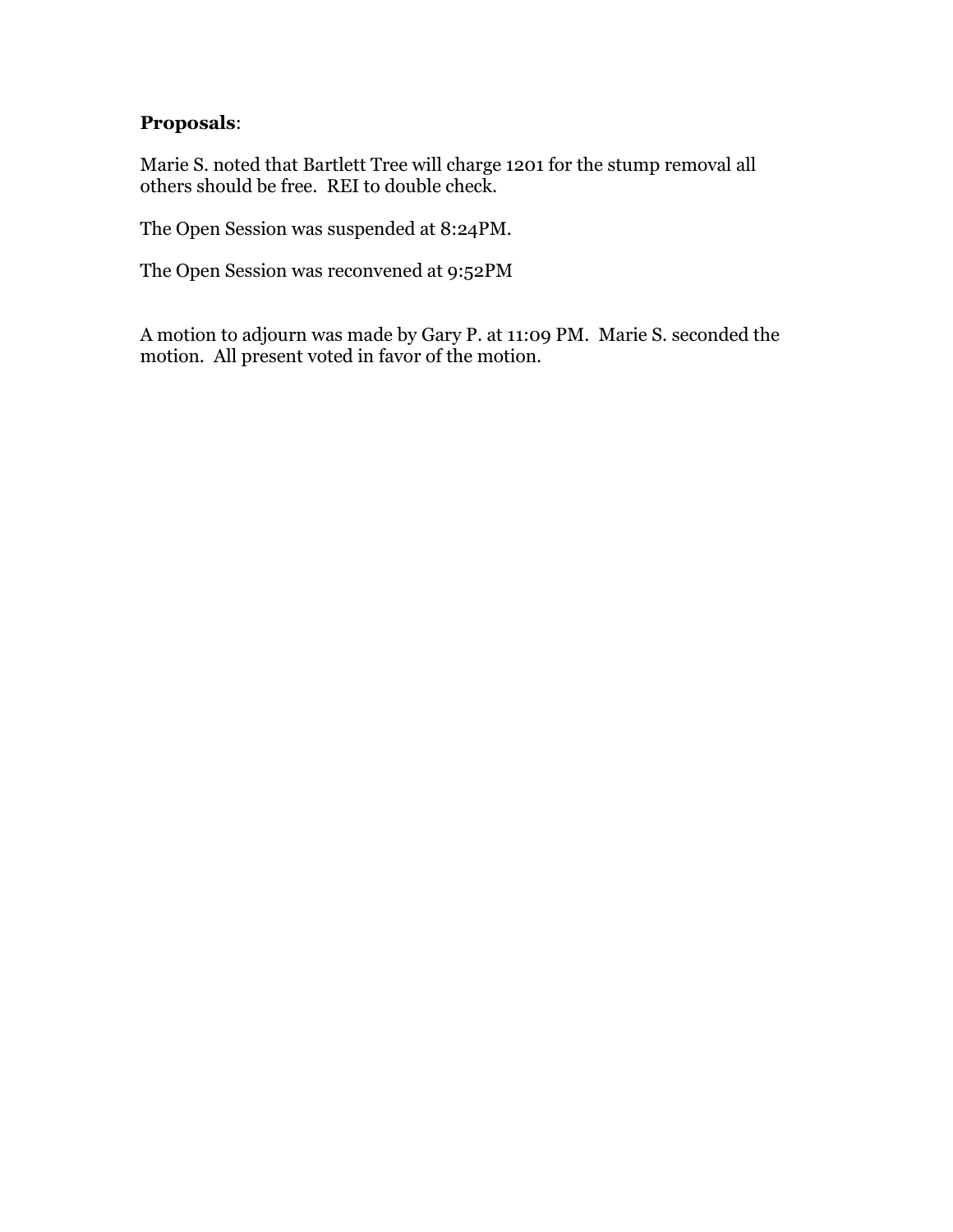**Proposals**:

Marie S. noted that Bartlett Tree will charge 1201 for the stump removal all others should be free. REI to double check.

The Open Session was suspended at 8:24PM.

The Open Session was reconvened at 9:52PM

A motion to adjourn was made by Gary P. at 11:09 PM. Marie S. seconded the motion. All present voted in favor of the motion.